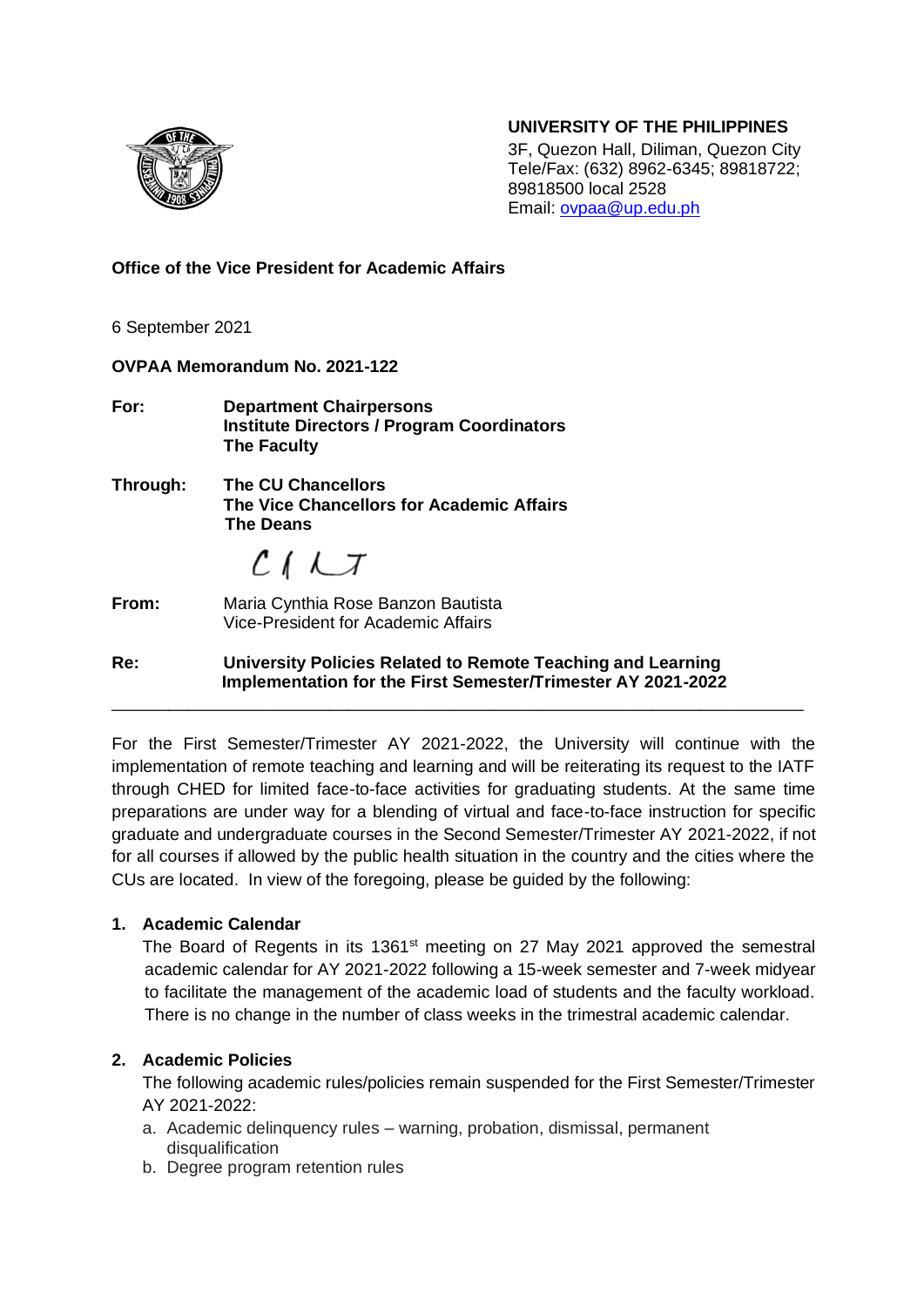**UNIVERSITY OF THE PHILIPPINES**
3F, Quezon Hall, Diliman, Quezon City
Tele/Fax: (632) 8962-6345; 89818722; 89818500 local 2528
Email: ovpaa@up.edu.ph

**Office of the Vice President for Academic Affairs**

6 September 2021

**OVPAA Memorandum No. 2021-122**

**For:** **Department Chairpersons**
**Institute Directors / Program Coordinators**
**The Faculty**

**Through:** **The CU Chancellors**
**The Vice Chancellors for Academic Affairs**
**The Deans**

**From:** Maria Cynthia Rose Banzon Bautista
Vice-President for Academic Affairs

**Re:** **University Policies Related to Remote Teaching and Learning Implementation for the First Semester/Trimester AY 2021-2022**

---

For the First Semester/Trimester AY 2021-2022, the University will continue with the implementation of remote teaching and learning and will be reiterating its request to the IATF through CHED for limited face-to-face activities for graduating students. At the same time preparations are under way for a blending of virtual and face-to-face instruction for specific graduate and undergraduate courses in the Second Semester/Trimester AY 2021-2022, if not for all courses if allowed by the public health situation in the country and the cities where the CUs are located. In view of the foregoing, please be guided by the following:

**1. Academic Calendar**

The Board of Regents in its 1361st meeting on 27 May 2021 approved the semestral academic calendar for AY 2021-2022 following a 15-week semester and 7-week midyear to facilitate the management of the academic load of students and the faculty workload. There is no change in the number of class weeks in the trimestral academic calendar.

**2. Academic Policies**

The following academic rules/policies remain suspended for the First Semester/Trimester AY 2021-2022:

a. Academic delinquency rules – warning, probation, dismissal, permanent disqualification
b. Degree program retention rules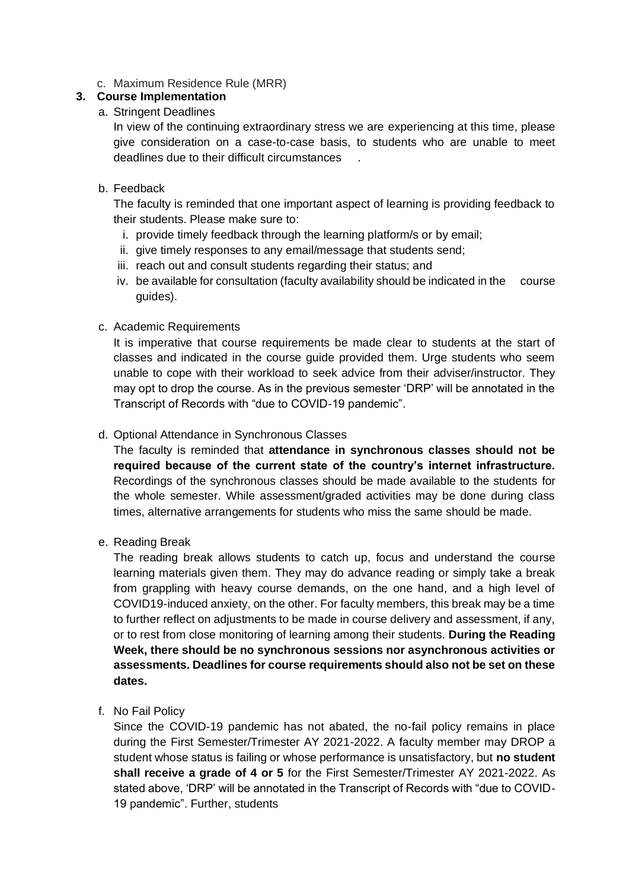c. Maximum Residence Rule (MRR)

**3. Course Implementation**

a. Stringent Deadlines

In view of the continuing extraordinary stress we are experiencing at this time, please give consideration on a case-to-case basis, to students who are unable to meet deadlines due to their difficult circumstances .

b. Feedback

The faculty is reminded that one important aspect of learning is providing feedback to their students. Please make sure to:

i. provide timely feedback through the learning platform/s or by email;
ii. give timely responses to any email/message that students send;
iii. reach out and consult students regarding their status; and
iv. be available for consultation (faculty availability should be indicated in the course guides).

c. Academic Requirements

It is imperative that course requirements be made clear to students at the start of classes and indicated in the course guide provided them. Urge students who seem unable to cope with their workload to seek advice from their adviser/instructor. They may opt to drop the course. As in the previous semester 'DRP' will be annotated in the Transcript of Records with "due to COVID-19 pandemic".

d. Optional Attendance in Synchronous Classes

The faculty is reminded that **attendance in synchronous classes should not be required because of the current state of the country's internet infrastructure.** Recordings of the synchronous classes should be made available to the students for the whole semester. While assessment/graded activities may be done during class times, alternative arrangements for students who miss the same should be made.

e. Reading Break

The reading break allows students to catch up, focus and understand the course learning materials given them. They may do advance reading or simply take a break from grappling with heavy course demands, on the one hand, and a high level of COVID19-induced anxiety, on the other. For faculty members, this break may be a time to further reflect on adjustments to be made in course delivery and assessment, if any, or to rest from close monitoring of learning among their students. **During the Reading Week, there should be no synchronous sessions nor asynchronous activities or assessments. Deadlines for course requirements should also not be set on these dates.**

f. No Fail Policy

Since the COVID-19 pandemic has not abated, the no-fail policy remains in place during the First Semester/Trimester AY 2021-2022. A faculty member may DROP a student whose status is failing or whose performance is unsatisfactory, but **no student shall receive a grade of 4 or 5** for the First Semester/Trimester AY 2021-2022. As stated above, 'DRP' will be annotated in the Transcript of Records with "due to COVID-19 pandemic". Further, students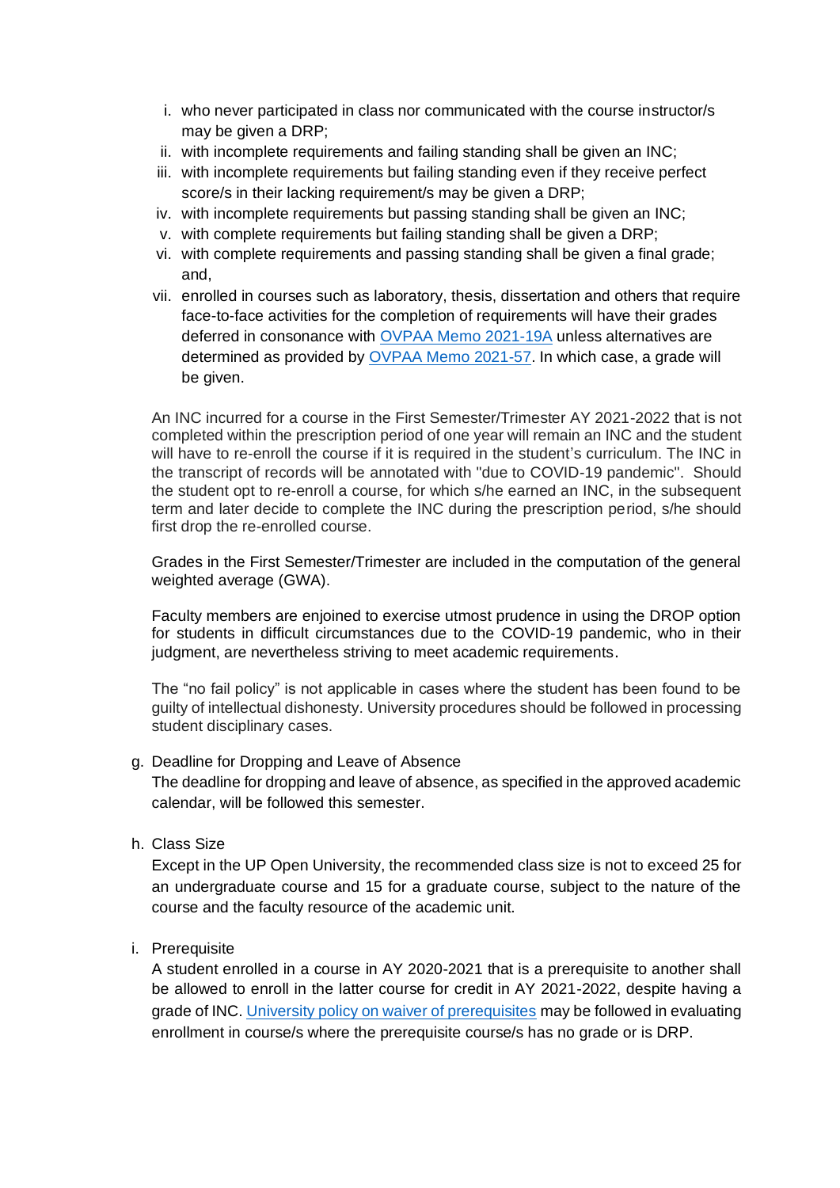i. who never participated in class nor communicated with the course instructor/s may be given a DRP;
ii. with incomplete requirements and failing standing shall be given an INC;
iii. with incomplete requirements but failing standing even if they receive perfect score/s in their lacking requirement/s may be given a DRP;
iv. with incomplete requirements but passing standing shall be given an INC;
v. with complete requirements but failing standing shall be given a DRP;
vi. with complete requirements and passing standing shall be given a final grade; and,
vii. enrolled in courses such as laboratory, thesis, dissertation and others that require face-to-face activities for the completion of requirements will have their grades deferred in consonance with [OVPAA Memo 2021-19A] unless alternatives are determined as provided by [OVPAA Memo 2021-57]. In which case, a grade will be given.

An INC incurred for a course in the First Semester/Trimester AY 2021-2022 that is not completed within the prescription period of one year will remain an INC and the student will have to re-enroll the course if it is required in the student's curriculum. The INC in the transcript of records will be annotated with "due to COVID-19 pandemic". Should the student opt to re-enroll a course, for which s/he earned an INC, in the subsequent term and later decide to complete the INC during the prescription period, s/he should first drop the re-enrolled course.

Grades in the First Semester/Trimester are included in the computation of the general weighted average (GWA).

Faculty members are enjoined to exercise utmost prudence in using the DROP option for students in difficult circumstances due to the COVID-19 pandemic, who in their judgment, are nevertheless striving to meet academic requirements.

The "no fail policy" is not applicable in cases where the student has been found to be guilty of intellectual dishonesty. University procedures should be followed in processing student disciplinary cases.

g. Deadline for Dropping and Leave of Absence

   The deadline for dropping and leave of absence, as specified in the approved academic calendar, will be followed this semester.

h. Class Size

   Except in the UP Open University, the recommended class size is not to exceed 25 for an undergraduate course and 15 for a graduate course, subject to the nature of the course and the faculty resource of the academic unit.

i. Prerequisite

   A student enrolled in a course in AY 2020-2021 that is a prerequisite to another shall be allowed to enroll in the latter course for credit in AY 2021-2022, despite having a grade of INC. [University policy on waiver of prerequisites] may be followed in evaluating enrollment in course/s where the prerequisite course/s has no grade or is DRP.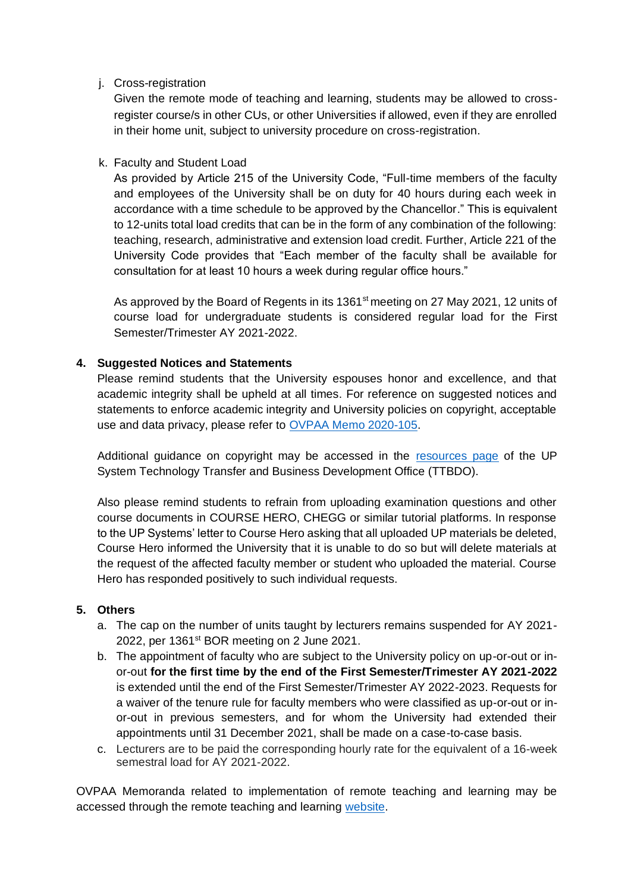j. Cross-registration

   Given the remote mode of teaching and learning, students may be allowed to cross-register course/s in other CUs, or other Universities if allowed, even if they are enrolled in their home unit, subject to university procedure on cross-registration.

k. Faculty and Student Load

   As provided by Article 215 of the University Code, "Full-time members of the faculty and employees of the University shall be on duty for 40 hours during each week in accordance with a time schedule to be approved by the Chancellor." This is equivalent to 12-units total load credits that can be in the form of any combination of the following: teaching, research, administrative and extension load credit. Further, Article 221 of the University Code provides that "Each member of the faculty shall be available for consultation for at least 10 hours a week during regular office hours."

   As approved by the Board of Regents in its 1361st meeting on 27 May 2021, 12 units of course load for undergraduate students is considered regular load for the First Semester/Trimester AY 2021-2022.

**4. Suggested Notices and Statements**

Please remind students that the University espouses honor and excellence, and that academic integrity shall be upheld at all times. For reference on suggested notices and statements to enforce academic integrity and University policies on copyright, acceptable use and data privacy, please refer to OVPAA Memo 2020-105.

Additional guidance on copyright may be accessed in the resources page of the UP System Technology Transfer and Business Development Office (TTBDO).

Also please remind students to refrain from uploading examination questions and other course documents in COURSE HERO, CHEGG or similar tutorial platforms. In response to the UP Systems' letter to Course Hero asking that all uploaded UP materials be deleted, Course Hero informed the University that it is unable to do so but will delete materials at the request of the affected faculty member or student who uploaded the material. Course Hero has responded positively to such individual requests.

**5. Others**

a. The cap on the number of units taught by lecturers remains suspended for AY 2021-2022, per 1361st BOR meeting on 2 June 2021.
b. The appointment of faculty who are subject to the University policy on up-or-out or in-or-out **for the first time by the end of the First Semester/Trimester AY 2021-2022** is extended until the end of the First Semester/Trimester AY 2022-2023. Requests for a waiver of the tenure rule for faculty members who were classified as up-or-out or in-or-out in previous semesters, and for whom the University had extended their appointments until 31 December 2021, shall be made on a case-to-case basis.
c. Lecturers are to be paid the corresponding hourly rate for the equivalent of a 16-week semestral load for AY 2021-2022.

OVPAA Memoranda related to implementation of remote teaching and learning may be accessed through the remote teaching and learning website.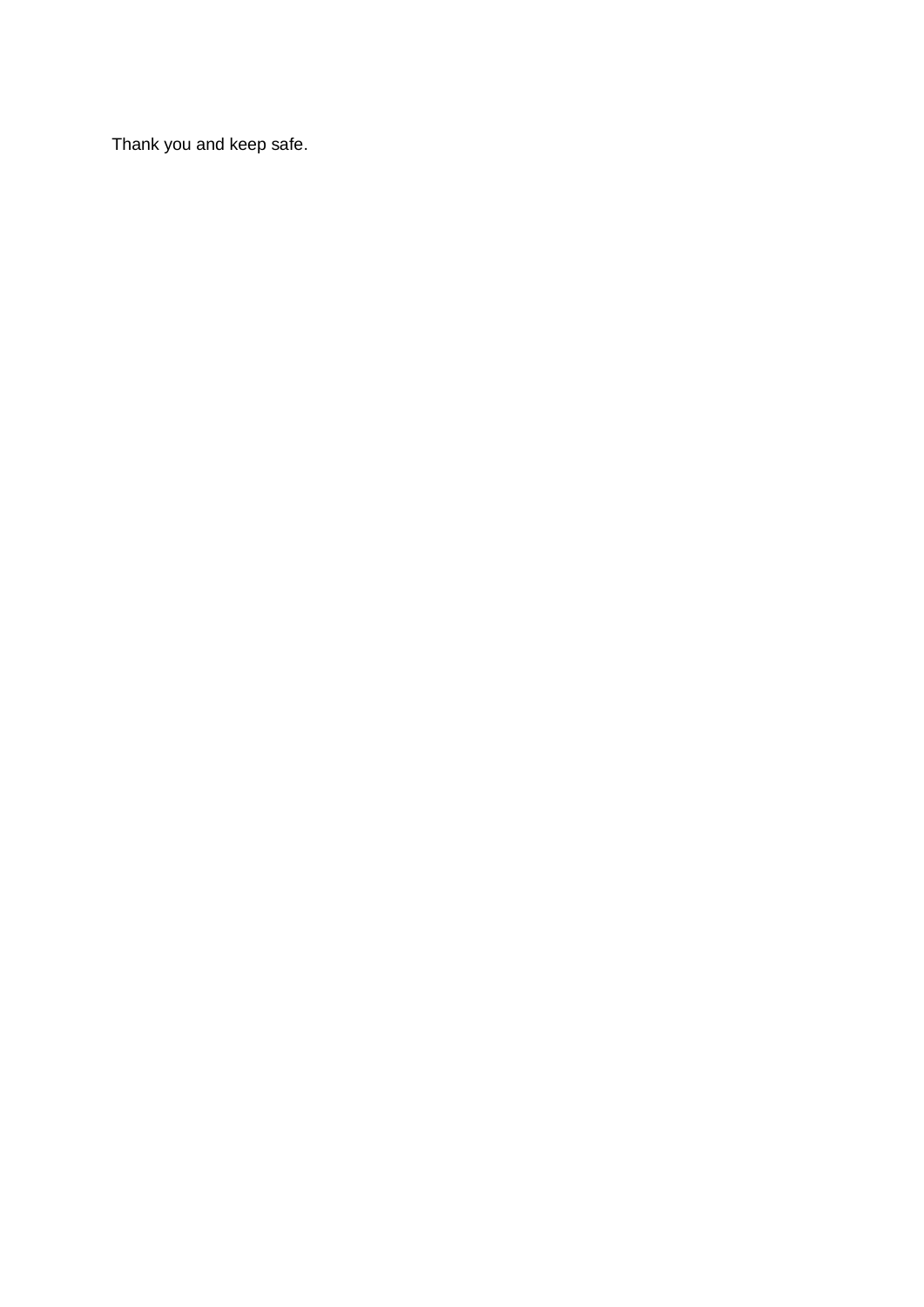Thank you and keep safe.